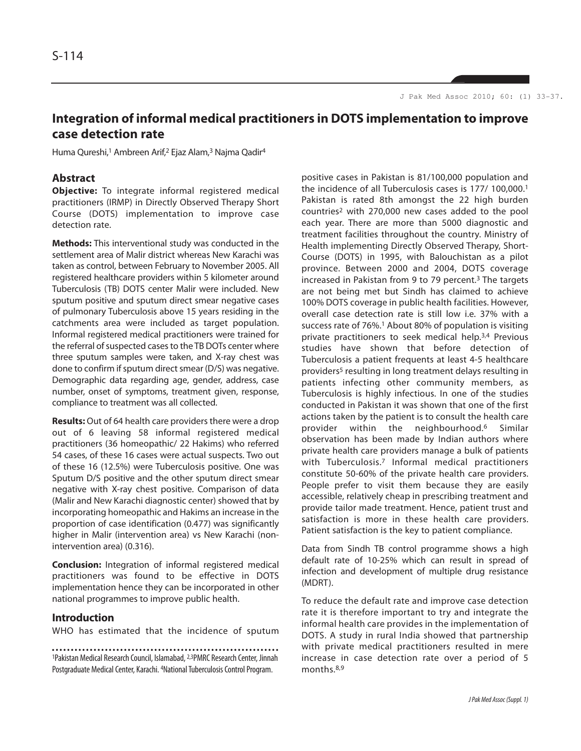# Integration of informal medical practitioners in DOTS implementation to improve case detection rate

Huma Qureshi,[1] Ambreen Arif,[2] Ejaz Alam,[3] Najma Qadir[4]

## Abstract

**Objective:** To integrate informal registered medical practitioners (IRMP) in Directly Observed Therapy Short Course (DOTS) implementation to improve case detection rate.

**Methods:** This interventional study was conducted in the settlement area of Malir district whereas New Karachi was taken as control, between February to November 2005. All registered healthcare providers within 5 kilometer around Tuberculosis (TB) DOTS center Malir were included. New sputum positive and sputum direct smear negative cases of pulmonary Tuberculosis above 15 years residing in the catchments area were included as target population. Informal registered medical practitioners were trained for the referral of suspected cases to the TB DOTs center where three sputum samples were taken, and X-ray chest was done to confirm if sputum direct smear (D/S) was negative. Demographic data regarding age, gender, address, case number, onset of symptoms, treatment given, response, compliance to treatment was all collected.

**Results:** Out of 64 health care providers there were a drop out of 6 leaving 58 informal registered medical practitioners (36 homeopathic/ 22 Hakims) who referred 54 cases, of these 16 cases were actual suspects. Two out of these 16 (12.5%) were Tuberculosis positive. One was Sputum D/S positive and the other sputum direct smear negative with X-ray chest positive. Comparison of data (Malir and New Karachi diagnostic center) showed that by incorporating homeopathic and Hakims an increase in the proportion of case identification (0.477) was significantly higher in Malir (intervention area) vs New Karachi (non-intervention area) (0.316).

**Conclusion:** Integration of informal registered medical practitioners was found to be effective in DOTS implementation hence they can be incorporated in other national programmes to improve public health.

## Introduction

WHO has estimated that the incidence of sputum positive cases in Pakistan is 81/100,000 population and the incidence of all Tuberculosis cases is 177/ 100,000.[1] Pakistan is rated 8th amongst the 22 high burden countries[2] with 270,000 new cases added to the pool each year. There are more than 5000 diagnostic and treatment facilities throughout the country. Ministry of Health implementing Directly Observed Therapy, Short-Course (DOTS) in 1995, with Balouchistan as a pilot province. Between 2000 and 2004, DOTS coverage increased in Pakistan from 9 to 79 percent.[3] The targets are not being met but Sindh has claimed to achieve 100% DOTS coverage in public health facilities. However, overall case detection rate is still low i.e. 37% with a success rate of 76%.[1] About 80% of population is visiting private practitioners to seek medical help.[3,4] Previous studies have shown that before detection of Tuberculosis a patient frequents at least 4-5 healthcare providers[5] resulting in long treatment delays resulting in patients infecting other community members, as Tuberculosis is highly infectious. In one of the studies conducted in Pakistan it was shown that one of the first actions taken by the patient is to consult the health care provider within the neighbourhood.[6] Similar observation has been made by Indian authors where private health care providers manage a bulk of patients with Tuberculosis.[7] Informal medical practitioners constitute 50-60% of the private health care providers. People prefer to visit them because they are easily accessible, relatively cheap in prescribing treatment and provide tailor made treatment. Hence, patient trust and satisfaction is more in these health care providers. Patient satisfaction is the key to patient compliance.

Data from Sindh TB control programme shows a high default rate of 10-25% which can result in spread of infection and development of multiple drug resistance (MDRT).

To reduce the default rate and improve case detection rate it is therefore important to try and integrate the informal health care provides in the implementation of DOTS. A study in rural India showed that partnership with private medical practitioners resulted in mere increase in case detection rate over a period of 5 months.[8,9]

---

[1]Pakistan Medical Research Council, Islamabad, [2,3]PMRC Research Center, Jinnah Postgraduate Medical Center, Karachi. [4]National Tuberculosis Control Program.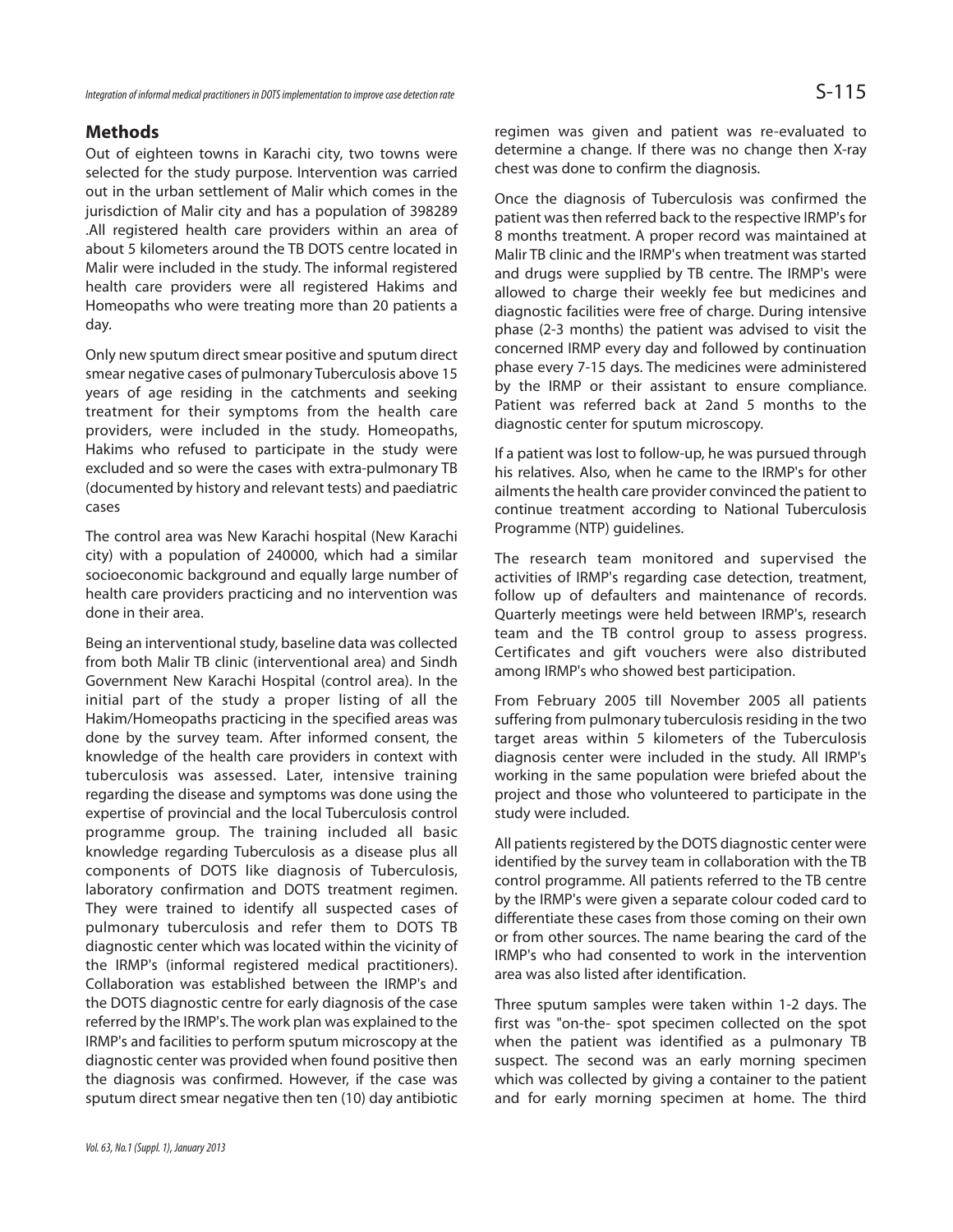## Methods

Out of eighteen towns in Karachi city, two towns were selected for the study purpose. Intervention was carried out in the urban settlement of Malir which comes in the jurisdiction of Malir city and has a population of 398289 .All registered health care providers within an area of about 5 kilometers around the TB DOTS centre located in Malir were included in the study. The informal registered health care providers were all registered Hakims and Homeopaths who were treating more than 20 patients a day.

Only new sputum direct smear positive and sputum direct smear negative cases of pulmonary Tuberculosis above 15 years of age residing in the catchments and seeking treatment for their symptoms from the health care providers, were included in the study. Homeopaths, Hakims who refused to participate in the study were excluded and so were the cases with extra-pulmonary TB (documented by history and relevant tests) and paediatric cases

The control area was New Karachi hospital (New Karachi city) with a population of 240000, which had a similar socioeconomic background and equally large number of health care providers practicing and no intervention was done in their area.

Being an interventional study, baseline data was collected from both Malir TB clinic (interventional area) and Sindh Government New Karachi Hospital (control area). In the initial part of the study a proper listing of all the Hakim/Homeopaths practicing in the specified areas was done by the survey team. After informed consent, the knowledge of the health care providers in context with tuberculosis was assessed. Later, intensive training regarding the disease and symptoms was done using the expertise of provincial and the local Tuberculosis control programme group. The training included all basic knowledge regarding Tuberculosis as a disease plus all components of DOTS like diagnosis of Tuberculosis, laboratory confirmation and DOTS treatment regimen. They were trained to identify all suspected cases of pulmonary tuberculosis and refer them to DOTS TB diagnostic center which was located within the vicinity of the IRMP's (informal registered medical practitioners). Collaboration was established between the IRMP's and the DOTS diagnostic centre for early diagnosis of the case referred by the IRMP's. The work plan was explained to the IRMP's and facilities to perform sputum microscopy at the diagnostic center was provided when found positive then the diagnosis was confirmed. However, if the case was sputum direct smear negative then ten (10) day antibiotic regimen was given and patient was re-evaluated to determine a change. If there was no change then X-ray chest was done to confirm the diagnosis.

Once the diagnosis of Tuberculosis was confirmed the patient was then referred back to the respective IRMP's for 8 months treatment. A proper record was maintained at Malir TB clinic and the IRMP's when treatment was started and drugs were supplied by TB centre. The IRMP's were allowed to charge their weekly fee but medicines and diagnostic facilities were free of charge. During intensive phase (2-3 months) the patient was advised to visit the concerned IRMP every day and followed by continuation phase every 7-15 days. The medicines were administered by the IRMP or their assistant to ensure compliance. Patient was referred back at 2and 5 months to the diagnostic center for sputum microscopy.

If a patient was lost to follow-up, he was pursued through his relatives. Also, when he came to the IRMP's for other ailments the health care provider convinced the patient to continue treatment according to National Tuberculosis Programme (NTP) guidelines.

The research team monitored and supervised the activities of IRMP's regarding case detection, treatment, follow up of defaulters and maintenance of records. Quarterly meetings were held between IRMP's, research team and the TB control group to assess progress. Certificates and gift vouchers were also distributed among IRMP's who showed best participation.

From February 2005 till November 2005 all patients suffering from pulmonary tuberculosis residing in the two target areas within 5 kilometers of the Tuberculosis diagnosis center were included in the study. All IRMP's working in the same population were briefed about the project and those who volunteered to participate in the study were included.

All patients registered by the DOTS diagnostic center were identified by the survey team in collaboration with the TB control programme. All patients referred to the TB centre by the IRMP's were given a separate colour coded card to differentiate these cases from those coming on their own or from other sources. The name bearing the card of the IRMP's who had consented to work in the intervention area was also listed after identification.

Three sputum samples were taken within 1-2 days. The first was "on-the- spot specimen collected on the spot when the patient was identified as a pulmonary TB suspect. The second was an early morning specimen which was collected by giving a container to the patient and for early morning specimen at home. The third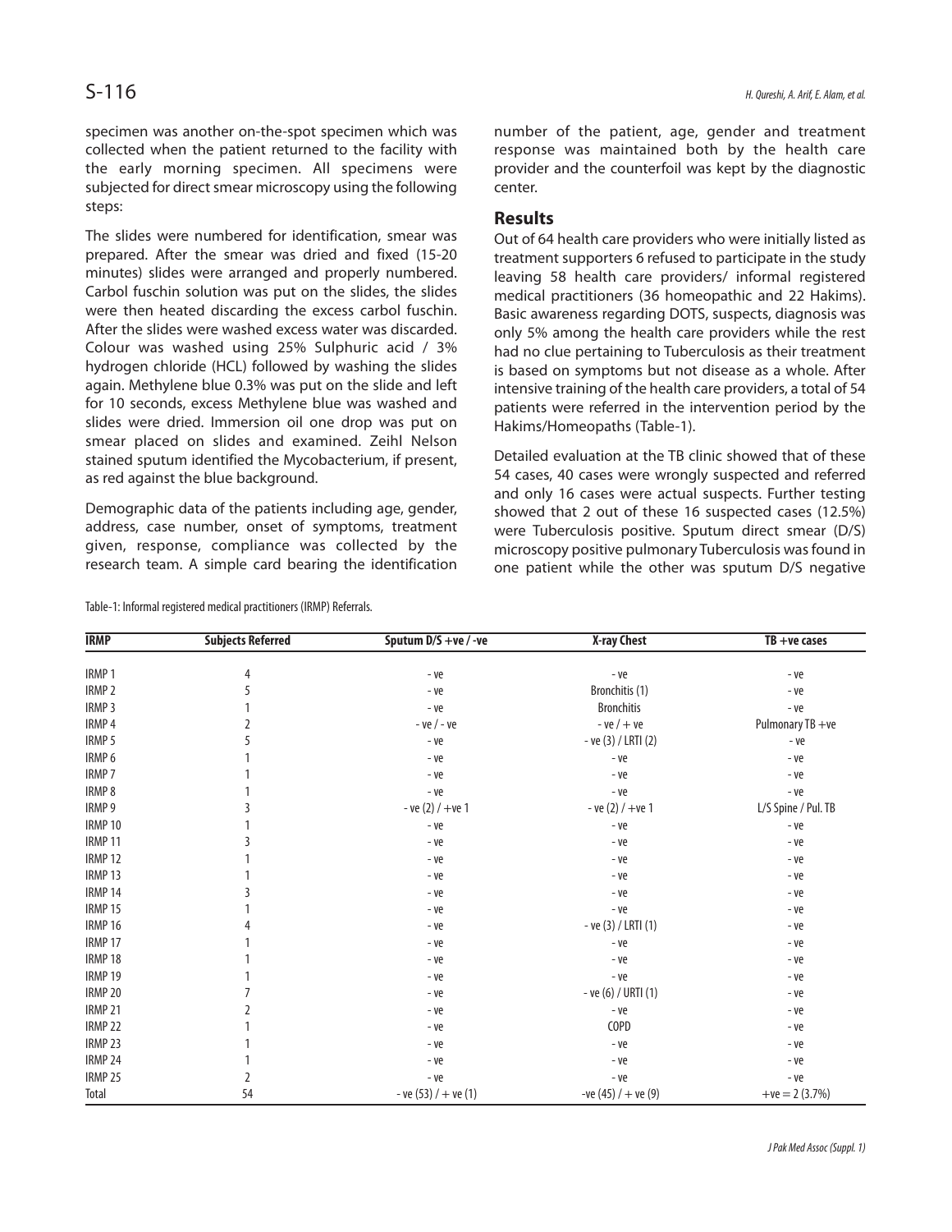specimen was another on-the-spot specimen which was collected when the patient returned to the facility with the early morning specimen. All specimens were subjected for direct smear microscopy using the following steps:

The slides were numbered for identification, smear was prepared. After the smear was dried and fixed (15-20 minutes) slides were arranged and properly numbered. Carbol fuschin solution was put on the slides, the slides were then heated discarding the excess carbol fuschin. After the slides were washed excess water was discarded. Colour was washed using 25% Sulphuric acid / 3% hydrogen chloride (HCL) followed by washing the slides again. Methylene blue 0.3% was put on the slide and left for 10 seconds, excess Methylene blue was washed and slides were dried. Immersion oil one drop was put on smear placed on slides and examined. Zeihl Nelson stained sputum identified the Mycobacterium, if present, as red against the blue background.

Demographic data of the patients including age, gender, address, case number, onset of symptoms, treatment given, response, compliance was collected by the research team. A simple card bearing the identification number of the patient, age, gender and treatment response was maintained both by the health care provider and the counterfoil was kept by the diagnostic center.

## Results

Out of 64 health care providers who were initially listed as treatment supporters 6 refused to participate in the study leaving 58 health care providers/ informal registered medical practitioners (36 homeopathic and 22 Hakims). Basic awareness regarding DOTS, suspects, diagnosis was only 5% among the health care providers while the rest had no clue pertaining to Tuberculosis as their treatment is based on symptoms but not disease as a whole. After intensive training of the health care providers, a total of 54 patients were referred in the intervention period by the Hakims/Homeopaths (Table-1).

Detailed evaluation at the TB clinic showed that of these 54 cases, 40 cases were wrongly suspected and referred and only 16 cases were actual suspects. Further testing showed that 2 out of these 16 suspected cases (12.5%) were Tuberculosis positive. Sputum direct smear (D/S) microscopy positive pulmonary Tuberculosis was found in one patient while the other was sputum D/S negative

Table-1: Informal registered medical practitioners (IRMP) Referrals.

| IRMP | Subjects Referred | Sputum D/S +ve / -ve | X-ray Chest | TB +ve cases |
|---|---|---|---|---|
| IRMP 1 | 4 | - ve | - ve | - ve |
| IRMP 2 | 5 | - ve | Bronchitis (1) | - ve |
| IRMP 3 | 1 | - ve | Bronchitis | - ve |
| IRMP 4 | 2 | - ve / - ve | - ve / + ve | Pulmonary TB +ve |
| IRMP 5 | 5 | - ve | - ve (3) / LRTI (2) | - ve |
| IRMP 6 | 1 | - ve | - ve | - ve |
| IRMP 7 | 1 | - ve | - ve | - ve |
| IRMP 8 | 1 | - ve | - ve | - ve |
| IRMP 9 | 3 | - ve (2) / +ve 1 | - ve (2) / +ve 1 | L/S Spine / Pul. TB |
| IRMP 10 | 1 | - ve | - ve | - ve |
| IRMP 11 | 3 | - ve | - ve | - ve |
| IRMP 12 | 1 | - ve | - ve | - ve |
| IRMP 13 | 1 | - ve | - ve | - ve |
| IRMP 14 | 3 | - ve | - ve | - ve |
| IRMP 15 | 1 | - ve | - ve | - ve |
| IRMP 16 | 4 | - ve | - ve (3) / LRTI (1) | - ve |
| IRMP 17 | 1 | - ve | - ve | - ve |
| IRMP 18 | 1 | - ve | - ve | - ve |
| IRMP 19 | 1 | - ve | - ve | - ve |
| IRMP 20 | 7 | - ve | - ve (6) / URTI (1) | - ve |
| IRMP 21 | 2 | - ve | - ve | - ve |
| IRMP 22 | 1 | - ve | COPD | - ve |
| IRMP 23 | 1 | - ve | - ve | - ve |
| IRMP 24 | 1 | - ve | - ve | - ve |
| IRMP 25 | 2 | - ve | - ve | - ve |
| Total | 54 | - ve (53) / + ve (1) | -ve (45) / + ve (9) | +ve = 2 (3.7%) |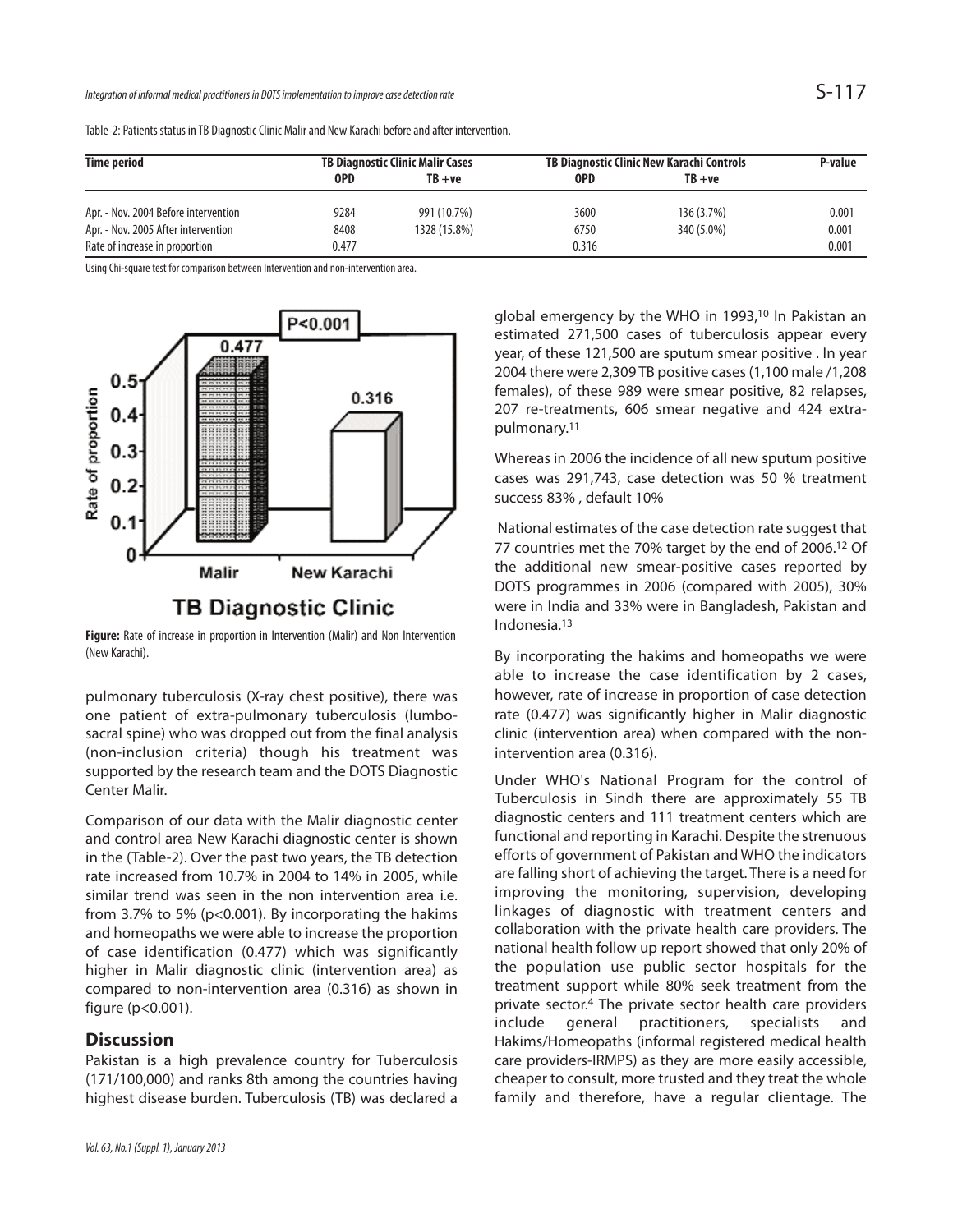Table-2: Patients status in TB Diagnostic Clinic Malir and New Karachi before and after intervention.

| Time period | TB Diagnostic Clinic Malir Cases | | TB Diagnostic Clinic New Karachi Controls | | P-value |
|---|---|---|---|---|---|
| | OPD | TB +ve | OPD | TB +ve | |
| Apr. - Nov. 2004 Before intervention | 9284 | 991 (10.7%) | 3600 | 136 (3.7%) | 0.001 |
| Apr. - Nov. 2005 After intervention | 8408 | 1328 (15.8%) | 6750 | 340 (5.0%) | 0.001 |
| Rate of increase in proportion | 0.477 | | 0.316 | | 0.001 |

Using Chi-square test for comparison between Intervention and non-intervention area.

**Figure:** Rate of increase in proportion in Intervention (Malir) and Non Intervention (New Karachi).

pulmonary tuberculosis (X-ray chest positive), there was one patient of extra-pulmonary tuberculosis (lumbo-sacral spine) who was dropped out from the final analysis (non-inclusion criteria) though his treatment was supported by the research team and the DOTS Diagnostic Center Malir.

Comparison of our data with the Malir diagnostic center and control area New Karachi diagnostic center is shown in the (Table-2). Over the past two years, the TB detection rate increased from 10.7% in 2004 to 14% in 2005, while similar trend was seen in the non intervention area i.e. from 3.7% to 5% ($p<0.001$). By incorporating the hakims and homeopaths we were able to increase the proportion of case identification (0.477) which was significantly higher in Malir diagnostic clinic (intervention area) as compared to non-intervention area (0.316) as shown in figure ($p<0.001$).

## Discussion

Pakistan is a high prevalence country for Tuberculosis (171/100,000) and ranks 8th among the countries having highest disease burden. Tuberculosis (TB) was declared a global emergency by the WHO in 1993,[10] In Pakistan an estimated 271,500 cases of tuberculosis appear every year, of these 121,500 are sputum smear positive . In year 2004 there were 2,309 TB positive cases (1,100 male /1,208 females), of these 989 were smear positive, 82 relapses, 207 re-treatments, 606 smear negative and 424 extra-pulmonary.[11]

Whereas in 2006 the incidence of all new sputum positive cases was 291,743, case detection was 50 % treatment success 83% , default 10%

National estimates of the case detection rate suggest that 77 countries met the 70% target by the end of 2006.[12] Of the additional new smear-positive cases reported by DOTS programmes in 2006 (compared with 2005), 30% were in India and 33% were in Bangladesh, Pakistan and Indonesia.[13]

By incorporating the hakims and homeopaths we were able to increase the case identification by 2 cases, however, rate of increase in proportion of case detection rate (0.477) was significantly higher in Malir diagnostic clinic (intervention area) when compared with the non-intervention area (0.316).

Under WHO's National Program for the control of Tuberculosis in Sindh there are approximately 55 TB diagnostic centers and 111 treatment centers which are functional and reporting in Karachi. Despite the strenuous efforts of government of Pakistan and WHO the indicators are falling short of achieving the target. There is a need for improving the monitoring, supervision, developing linkages of diagnostic with treatment centers and collaboration with the private health care providers. The national health follow up report showed that only 20% of the population use public sector hospitals for the treatment support while 80% seek treatment from the private sector.[4] The private sector health care providers include general practitioners, specialists and Hakims/Homeopaths (informal registered medical health care providers-IRMPS) as they are more easily accessible, cheaper to consult, more trusted and they treat the whole family and therefore, have a regular clientage. The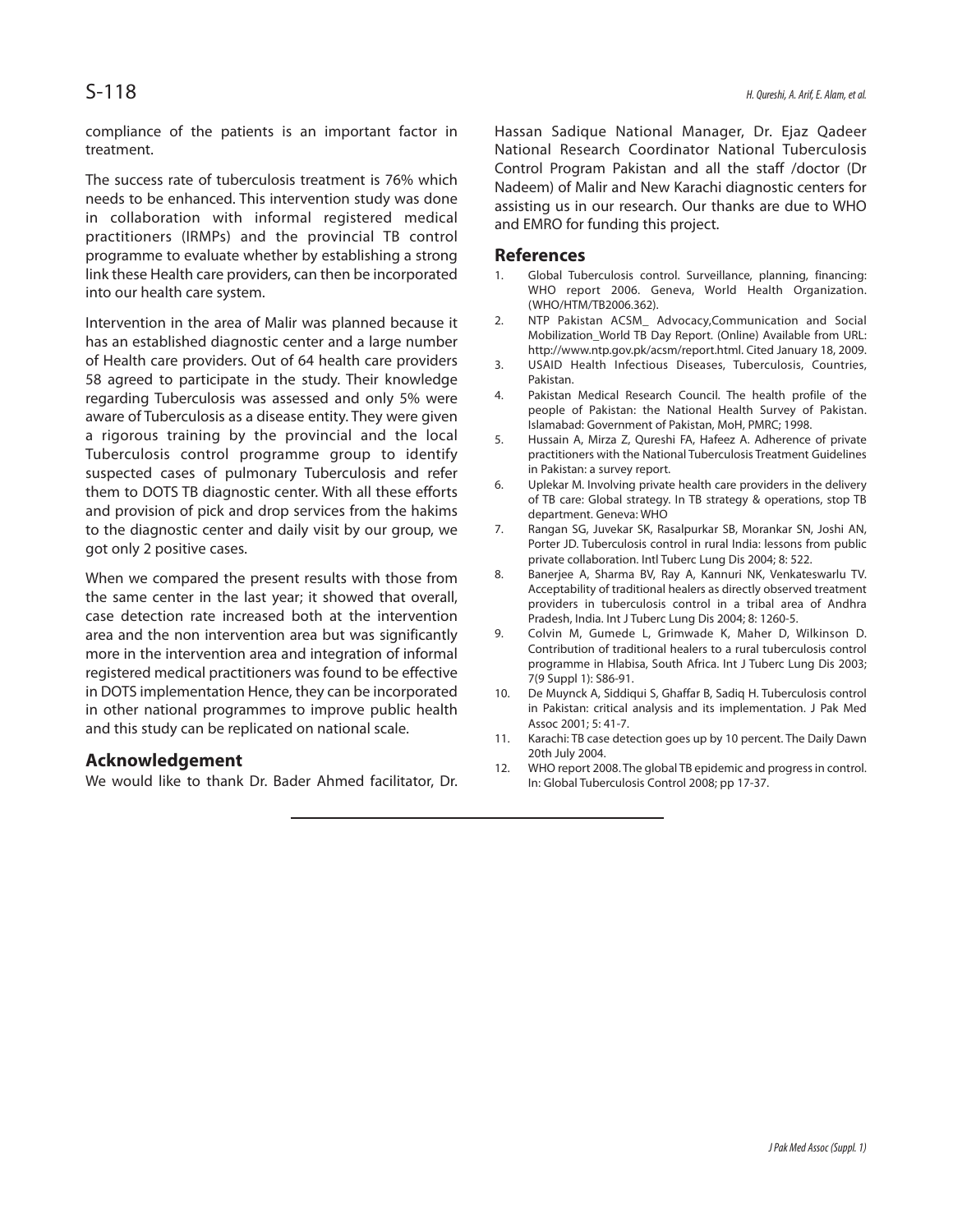compliance of the patients is an important factor in treatment.

The success rate of tuberculosis treatment is 76% which needs to be enhanced. This intervention study was done in collaboration with informal registered medical practitioners (IRMPs) and the provincial TB control programme to evaluate whether by establishing a strong link these Health care providers, can then be incorporated into our health care system.

Intervention in the area of Malir was planned because it has an established diagnostic center and a large number of Health care providers. Out of 64 health care providers 58 agreed to participate in the study. Their knowledge regarding Tuberculosis was assessed and only 5% were aware of Tuberculosis as a disease entity. They were given a rigorous training by the provincial and the local Tuberculosis control programme group to identify suspected cases of pulmonary Tuberculosis and refer them to DOTS TB diagnostic center. With all these efforts and provision of pick and drop services from the hakims to the diagnostic center and daily visit by our group, we got only 2 positive cases.

When we compared the present results with those from the same center in the last year; it showed that overall, case detection rate increased both at the intervention area and the non intervention area but was significantly more in the intervention area and integration of informal registered medical practitioners was found to be effective in DOTS implementation Hence, they can be incorporated in other national programmes to improve public health and this study can be replicated on national scale.

## Acknowledgement

We would like to thank Dr. Bader Ahmed facilitator, Dr. Hassan Sadique National Manager, Dr. Ejaz Qadeer National Research Coordinator National Tuberculosis Control Program Pakistan and all the staff /doctor (Dr Nadeem) of Malir and New Karachi diagnostic centers for assisting us in our research. Our thanks are due to WHO and EMRO for funding this project.

## References

1. Global Tuberculosis control. Surveillance, planning, financing: WHO report 2006. Geneva, World Health Organization. (WHO/HTM/TB2006.362).
2. NTP Pakistan ACSM_ Advocacy,Communication and Social Mobilization_World TB Day Report. (Online) Available from URL: http://www.ntp.gov.pk/acsm/report.html. Cited January 18, 2009.
3. USAID Health Infectious Diseases, Tuberculosis, Countries, Pakistan.
4. Pakistan Medical Research Council. The health profile of the people of Pakistan: the National Health Survey of Pakistan. Islamabad: Government of Pakistan, MoH, PMRC; 1998.
5. Hussain A, Mirza Z, Qureshi FA, Hafeez A. Adherence of private practitioners with the National Tuberculosis Treatment Guidelines in Pakistan: a survey report.
6. Uplekar M. Involving private health care providers in the delivery of TB care: Global strategy. In TB strategy & operations, stop TB department. Geneva: WHO
7. Rangan SG, Juvekar SK, Rasalpurkar SB, Morankar SN, Joshi AN, Porter JD. Tuberculosis control in rural India: lessons from public private collaboration. Intl Tuberc Lung Dis 2004; 8: 522.
8. Banerjee A, Sharma BV, Ray A, Kannuri NK, Venkateswarlu TV. Acceptability of traditional healers as directly observed treatment providers in tuberculosis control in a tribal area of Andhra Pradesh, India. Int J Tuberc Lung Dis 2004; 8: 1260-5.
9. Colvin M, Gumede L, Grimwade K, Maher D, Wilkinson D. Contribution of traditional healers to a rural tuberculosis control programme in Hlabisa, South Africa. Int J Tuberc Lung Dis 2003; 7(9 Suppl 1): S86-91.
10. De Muynck A, Siddiqui S, Ghaffar B, Sadiq H. Tuberculosis control in Pakistan: critical analysis and its implementation. J Pak Med Assoc 2001; 5: 41-7.
11. Karachi: TB case detection goes up by 10 percent. The Daily Dawn 20th July 2004.
12. WHO report 2008. The global TB epidemic and progress in control. In: Global Tuberculosis Control 2008; pp 17-37.